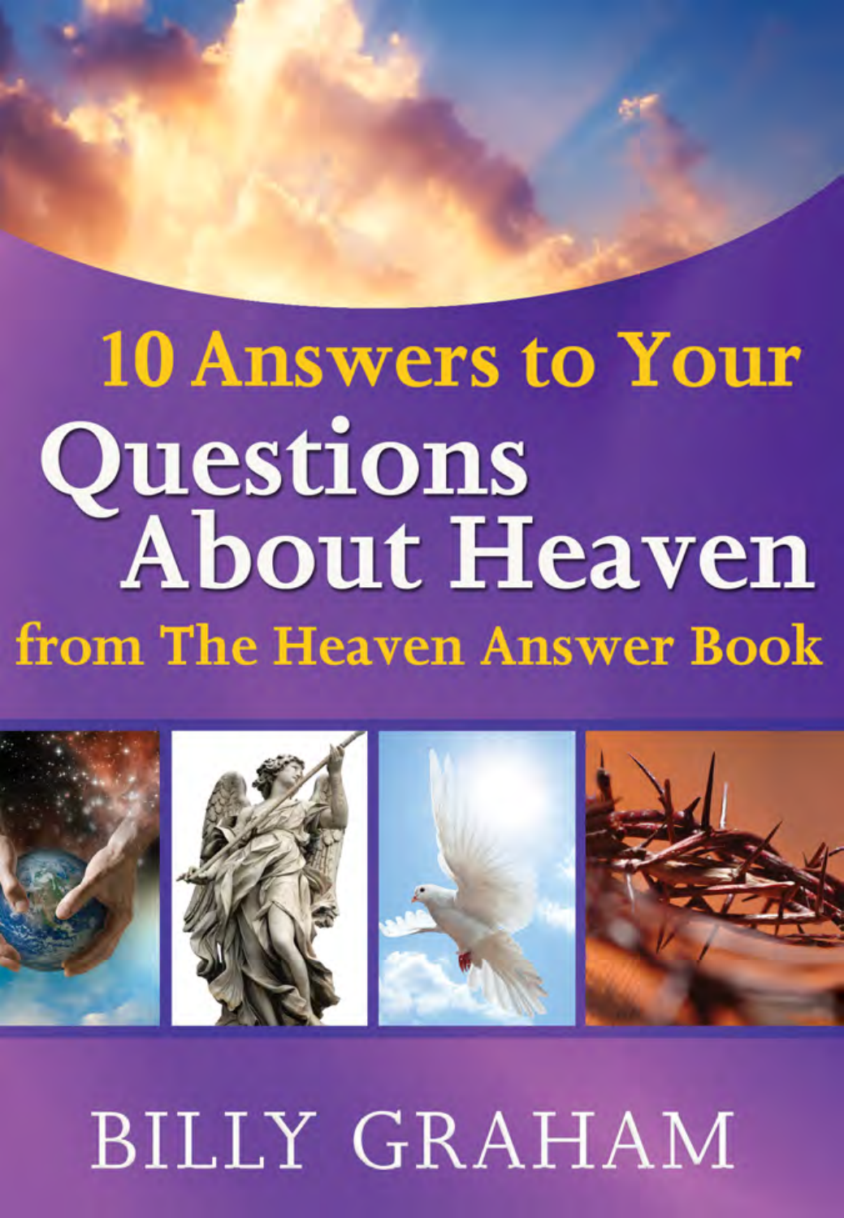# 10 Answers to Your Questions About Heaven

## from The Heaven Answer Book

BILLY GRAHAM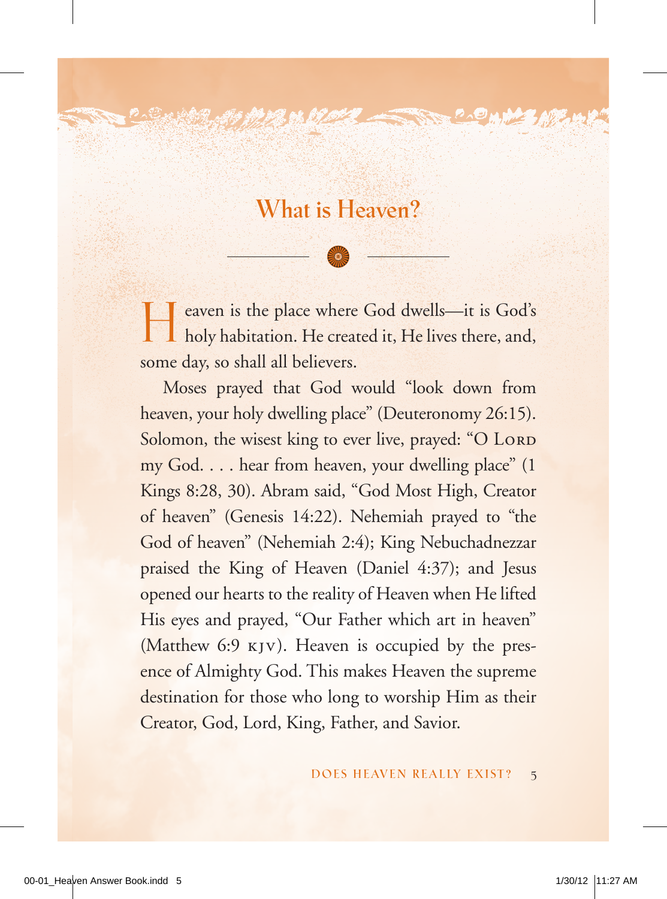## What is Heaven?

Heaven is the place where God dwells—it is God's holy habitation. He created it, He lives there, and, some day, so shall all believers.

Moses prayed that God would "look down from heaven, your holy dwelling place" (Deuteronomy 26:15). Solomon, the wisest king to ever live, prayed: "O LORD my God. . . . hear from heaven, your dwelling place" (1 Kings 8:28, 30). Abram said, "God Most High, Creator of heaven" (Genesis 14:22). Nehemiah prayed to "the God of heaven" (Nehemiah 2:4); King Nebuchadnezzar praised the King of Heaven (Daniel 4:37); and Jesus opened our hearts to the reality of Heaven when He lifted His eyes and prayed, "Our Father which art in heaven" (Matthew 6:9 KJV). Heaven is occupied by the presence of Almighty God. This makes Heaven the supreme destination for those who long to worship Him as their Creator, God, Lord, King, Father, and Savior.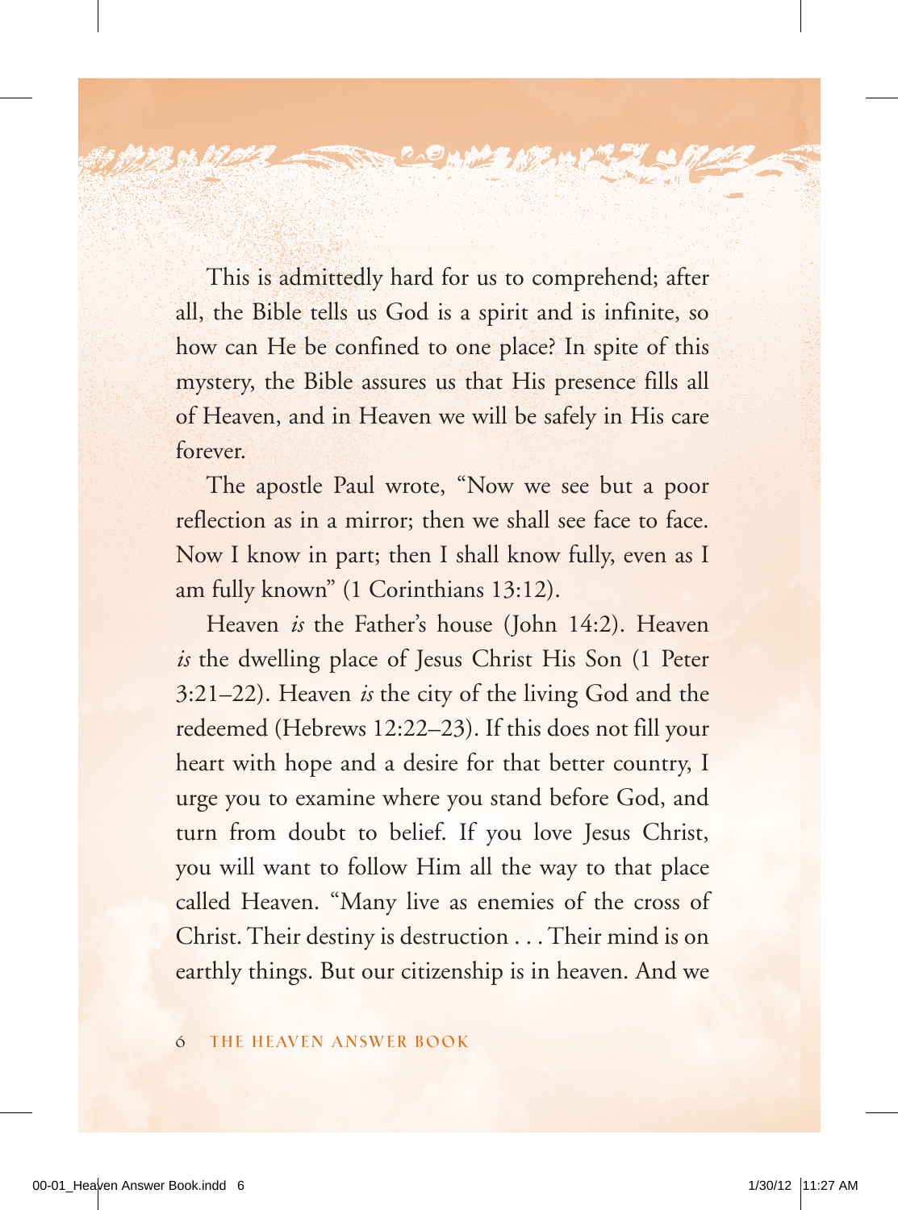This is admittedly hard for us to comprehend; after all, the Bible tells us God is a spirit and is infinite, so how can He be confined to one place? In spite of this mystery, the Bible assures us that His presence fills all of Heaven, and in Heaven we will be safely in His care forever.

The apostle Paul wrote, "Now we see but a poor reflection as in a mirror; then we shall see face to face. Now I know in part; then I shall know fully, even as I am fully known" (1 Corinthians 13:12).

Heaven *is* the Father's house (John 14:2). Heaven *is* the dwelling place of Jesus Christ His Son (1 Peter 3:21–22). Heaven *is* the city of the living God and the redeemed (Hebrews 12:22–23). If this does not fill your heart with hope and a desire for that better country, I urge you to examine where you stand before God, and turn from doubt to belief. If you love Jesus Christ, you will want to follow Him all the way to that place called Heaven. "Many live as enemies of the cross of Christ. Their destiny is destruction . . . Their mind is on earthly things. But our citizenship is in heaven. And we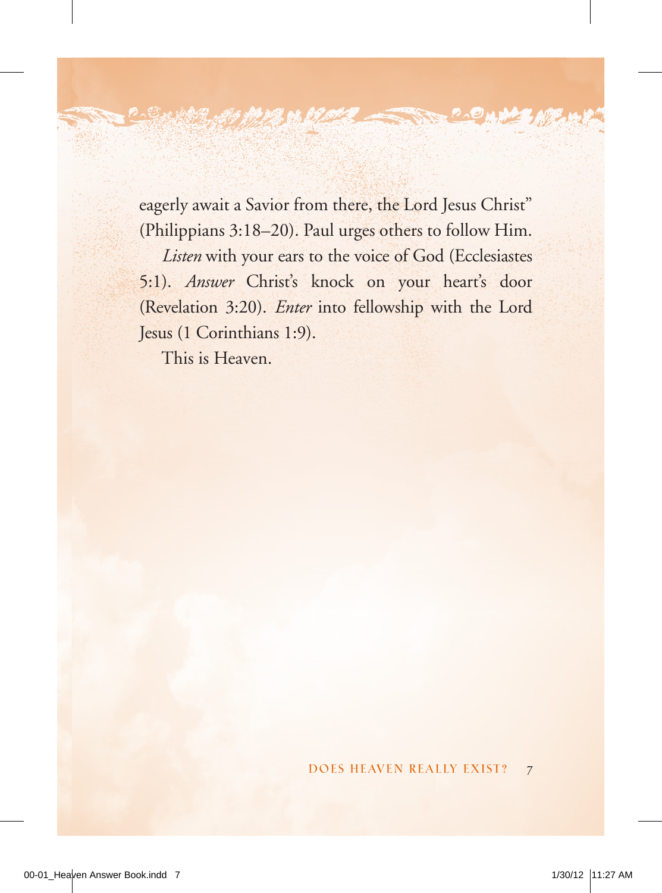eagerly await a Savior from there, the Lord Jesus Christ" (Philippians 3:18–20). Paul urges others to follow Him.

*Listen* with your ears to the voice of God (Ecclesiastes 5:1). *Answer* Christ's knock on your heart's door (Revelation 3:20). *Enter* into fellowship with the Lord Jesus (1 Corinthians 1:9).

This is Heaven.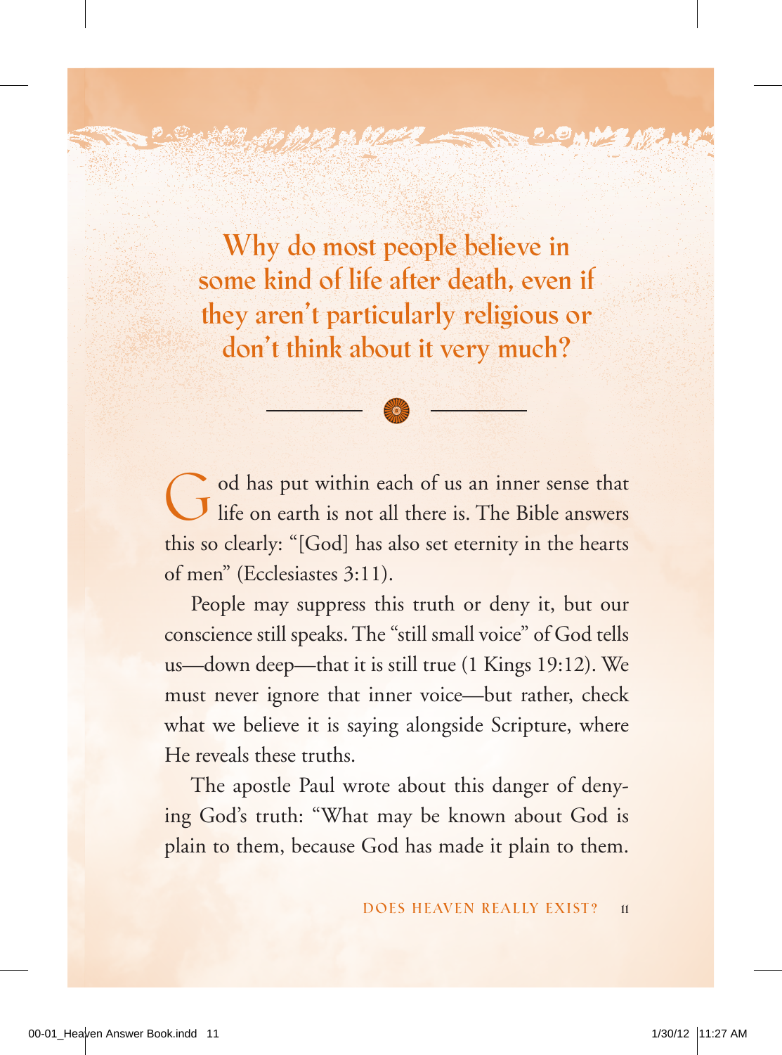## Why do most people believe in some kind of life after death, even if they aren't particularly religious or don't think about it very much?

God has put within each of us an inner sense that life on earth is not all there is. The Bible answers this so clearly: "[God] has also set eternity in the hearts of men" (Ecclesiastes 3:11).

People may suppress this truth or deny it, but our conscience still speaks. The "still small voice" of God tells us—down deep—that it is still true (1 Kings 19:12). We must never ignore that inner voice—but rather, check what we believe it is saying alongside Scripture, where He reveals these truths.

The apostle Paul wrote about this danger of denying God's truth: "What may be known about God is plain to them, because God has made it plain to them.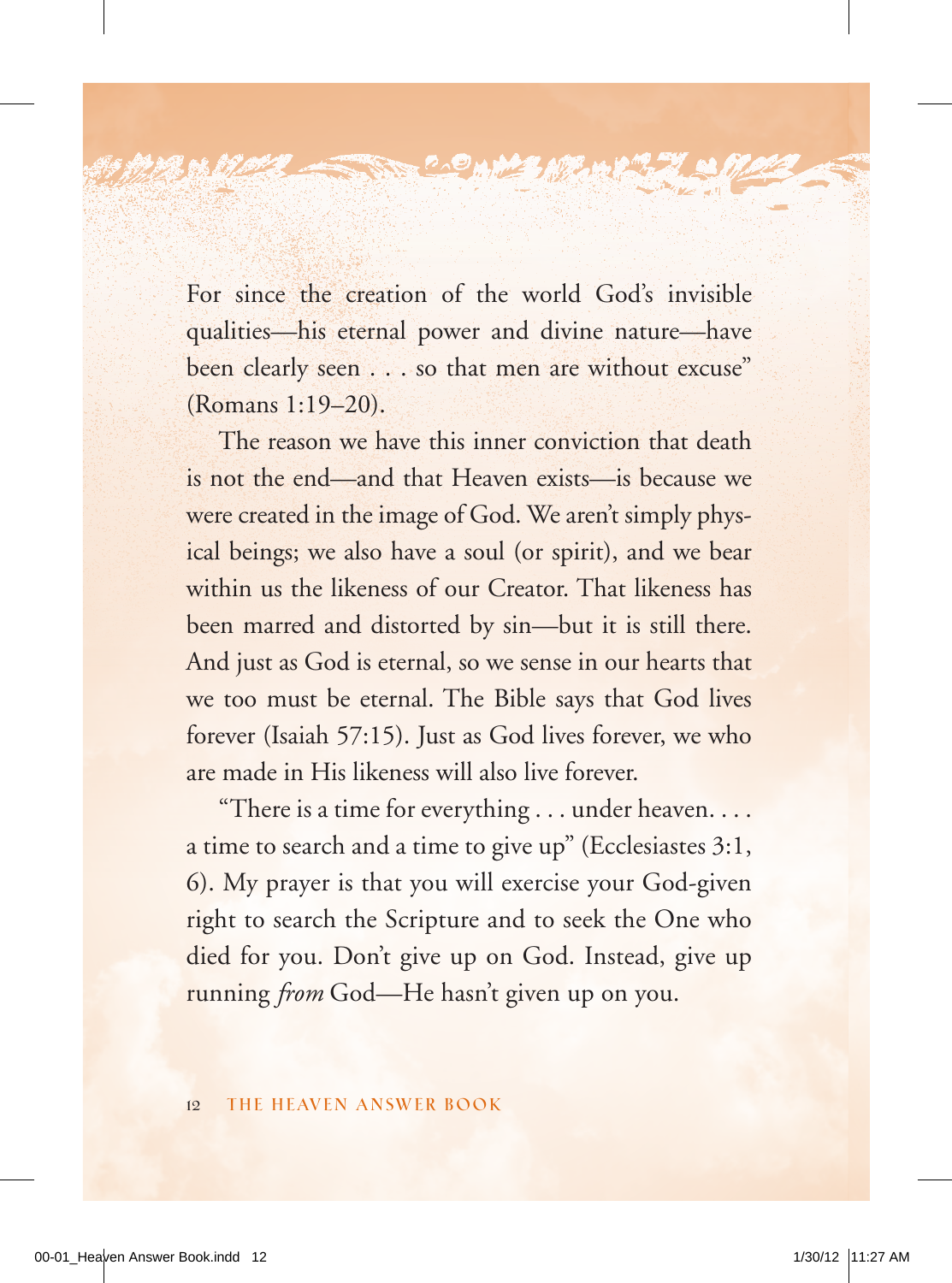For since the creation of the world God's invisible qualities—his eternal power and divine nature—have been clearly seen . . . so that men are without excuse" (Romans 1:19–20).

The reason we have this inner conviction that death is not the end—and that Heaven exists—is because we were created in the image of God. We aren't simply physical beings; we also have a soul (or spirit), and we bear within us the likeness of our Creator. That likeness has been marred and distorted by sin—but it is still there. And just as God is eternal, so we sense in our hearts that we too must be eternal. The Bible says that God lives forever (Isaiah 57:15). Just as God lives forever, we who are made in His likeness will also live forever.

"There is a time for everything . . . under heaven. . . . a time to search and a time to give up" (Ecclesiastes 3:1, 6). My prayer is that you will exercise your God-given right to search the Scripture and to seek the One who died for you. Don't give up on God. Instead, give up running *from* God—He hasn't given up on you.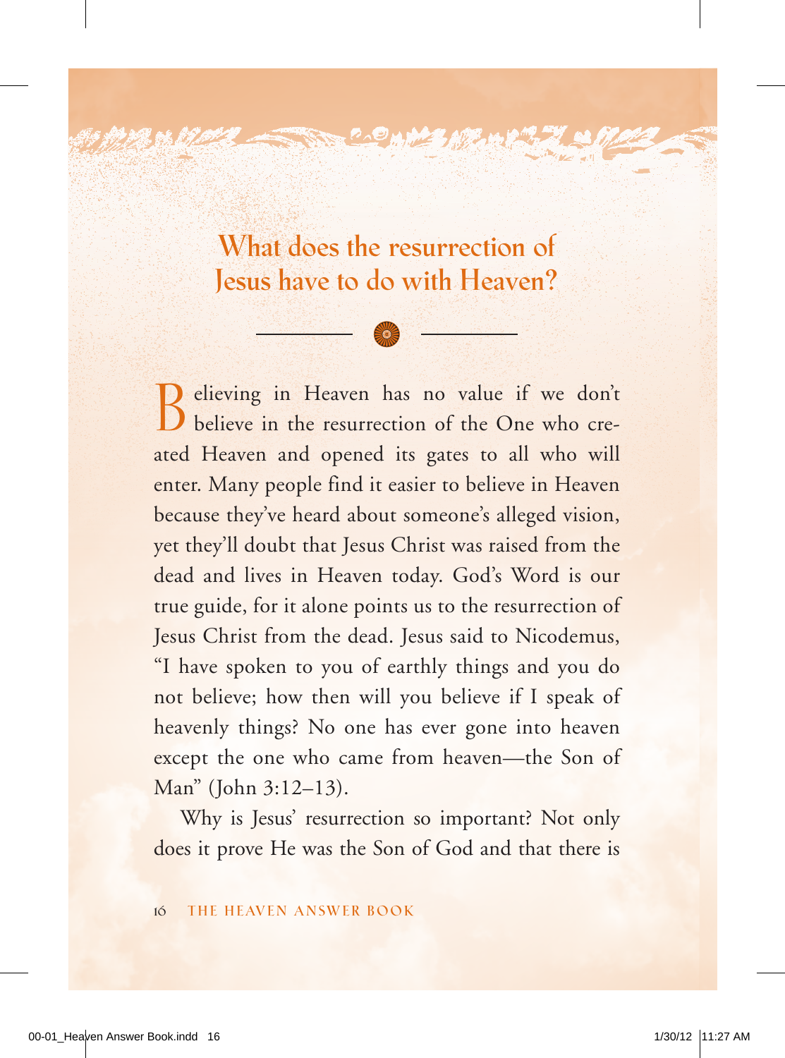## What does the resurrection of Jesus have to do with Heaven?

Believing in Heaven has no value if we don't believe in the resurrection of the One who created Heaven and opened its gates to all who will enter. Many people find it easier to believe in Heaven because they've heard about someone's alleged vision, yet they'll doubt that Jesus Christ was raised from the dead and lives in Heaven today. God's Word is our true guide, for it alone points us to the resurrection of Jesus Christ from the dead. Jesus said to Nicodemus, "I have spoken to you of earthly things and you do not believe; how then will you believe if I speak of heavenly things? No one has ever gone into heaven except the one who came from heaven—the Son of Man" (John 3:12–13).

Why is Jesus' resurrection so important? Not only does it prove He was the Son of God and that there is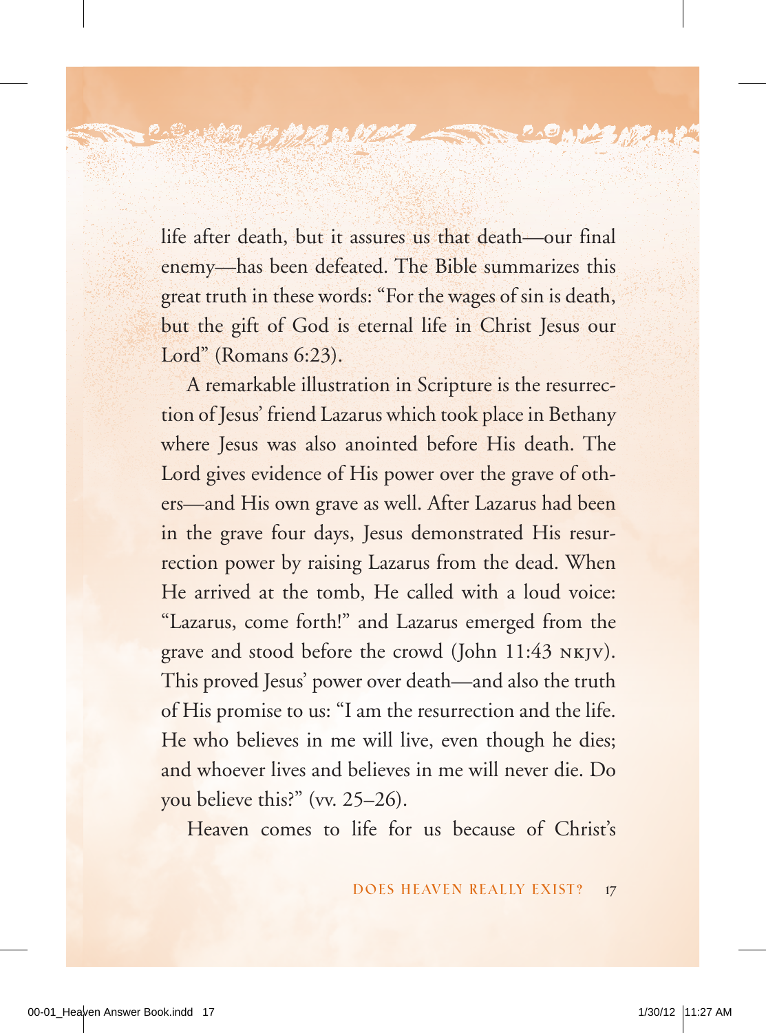life after death, but it assures us that death—our final enemy—has been defeated. The Bible summarizes this great truth in these words: "For the wages of sin is death, but the gift of God is eternal life in Christ Jesus our Lord" (Romans 6:23).

A remarkable illustration in Scripture is the resurrection of Jesus' friend Lazarus which took place in Bethany where Jesus was also anointed before His death. The Lord gives evidence of His power over the grave of others—and His own grave as well. After Lazarus had been in the grave four days, Jesus demonstrated His resurrection power by raising Lazarus from the dead. When He arrived at the tomb, He called with a loud voice: "Lazarus, come forth!" and Lazarus emerged from the grave and stood before the crowd (John 11:43 NKJV). This proved Jesus' power over death—and also the truth of His promise to us: "I am the resurrection and the life. He who believes in me will live, even though he dies; and whoever lives and believes in me will never die. Do you believe this?" (vv. 25–26).

Heaven comes to life for us because of Christ's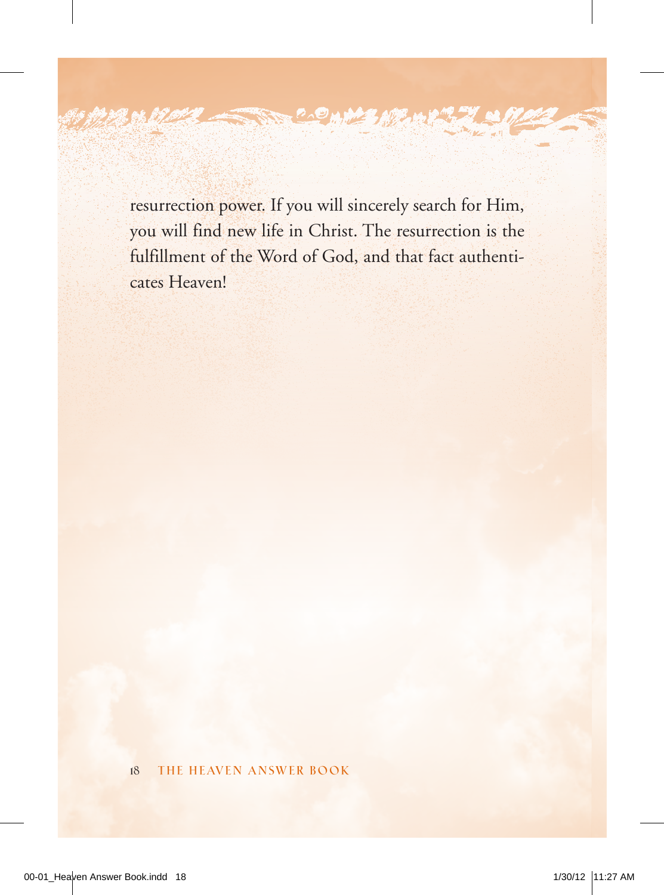resurrection power. If you will sincerely search for Him, you will find new life in Christ. The resurrection is the fulfillment of the Word of God, and that fact authenticates Heaven!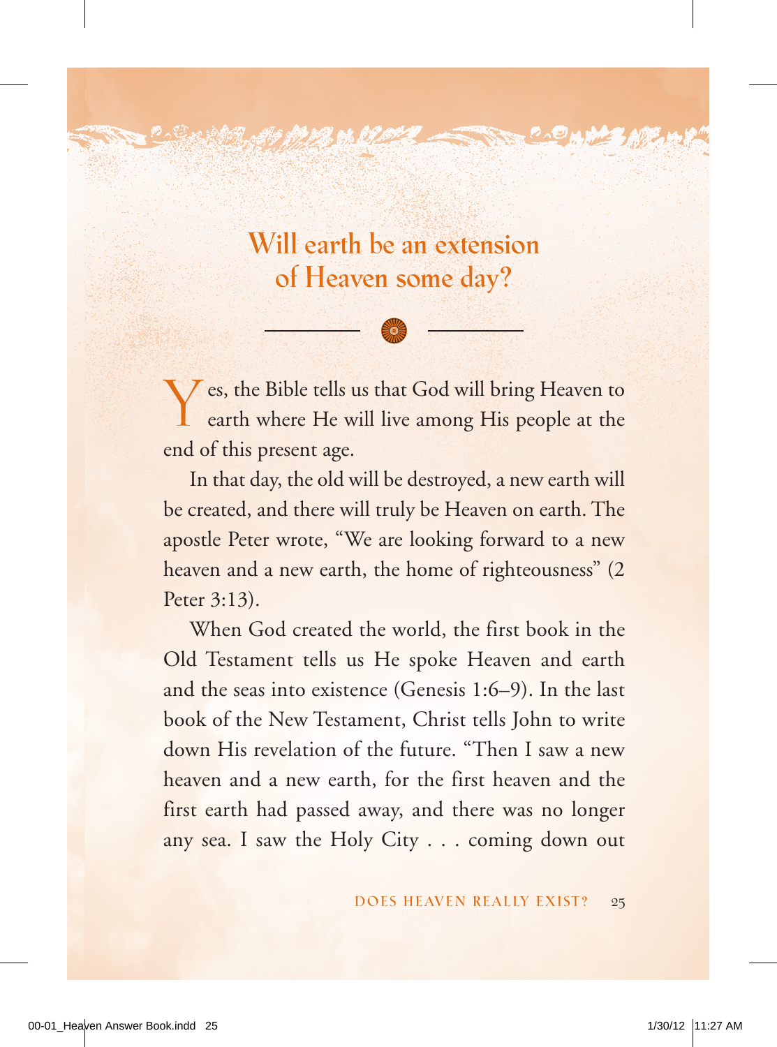## Will earth be an extension of Heaven some day?

Yes, the Bible tells us that God will bring Heaven to earth where He will live among His people at the end of this present age.

In that day, the old will be destroyed, a new earth will be created, and there will truly be Heaven on earth. The apostle Peter wrote, "We are looking forward to a new heaven and a new earth, the home of righteousness" (2 Peter 3:13).

When God created the world, the first book in the Old Testament tells us He spoke Heaven and earth and the seas into existence (Genesis 1:6–9). In the last book of the New Testament, Christ tells John to write down His revelation of the future. "Then I saw a new heaven and a new earth, for the first heaven and the first earth had passed away, and there was no longer any sea. I saw the Holy City . . . coming down out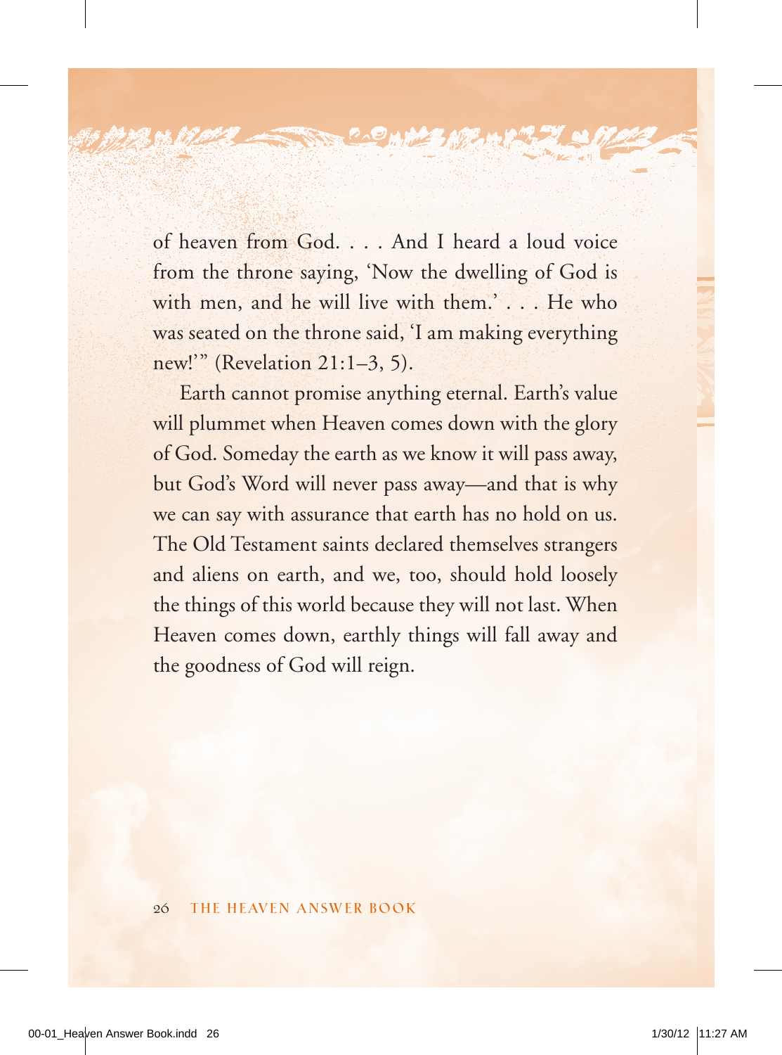of heaven from God. . . . And I heard a loud voice from the throne saying, 'Now the dwelling of God is with men, and he will live with them.' . . . He who was seated on the throne said, 'I am making everything new!'" (Revelation 21:1–3, 5).

Earth cannot promise anything eternal. Earth's value will plummet when Heaven comes down with the glory of God. Someday the earth as we know it will pass away, but God's Word will never pass away—and that is why we can say with assurance that earth has no hold on us. The Old Testament saints declared themselves strangers and aliens on earth, and we, too, should hold loosely the things of this world because they will not last. When Heaven comes down, earthly things will fall away and the goodness of God will reign.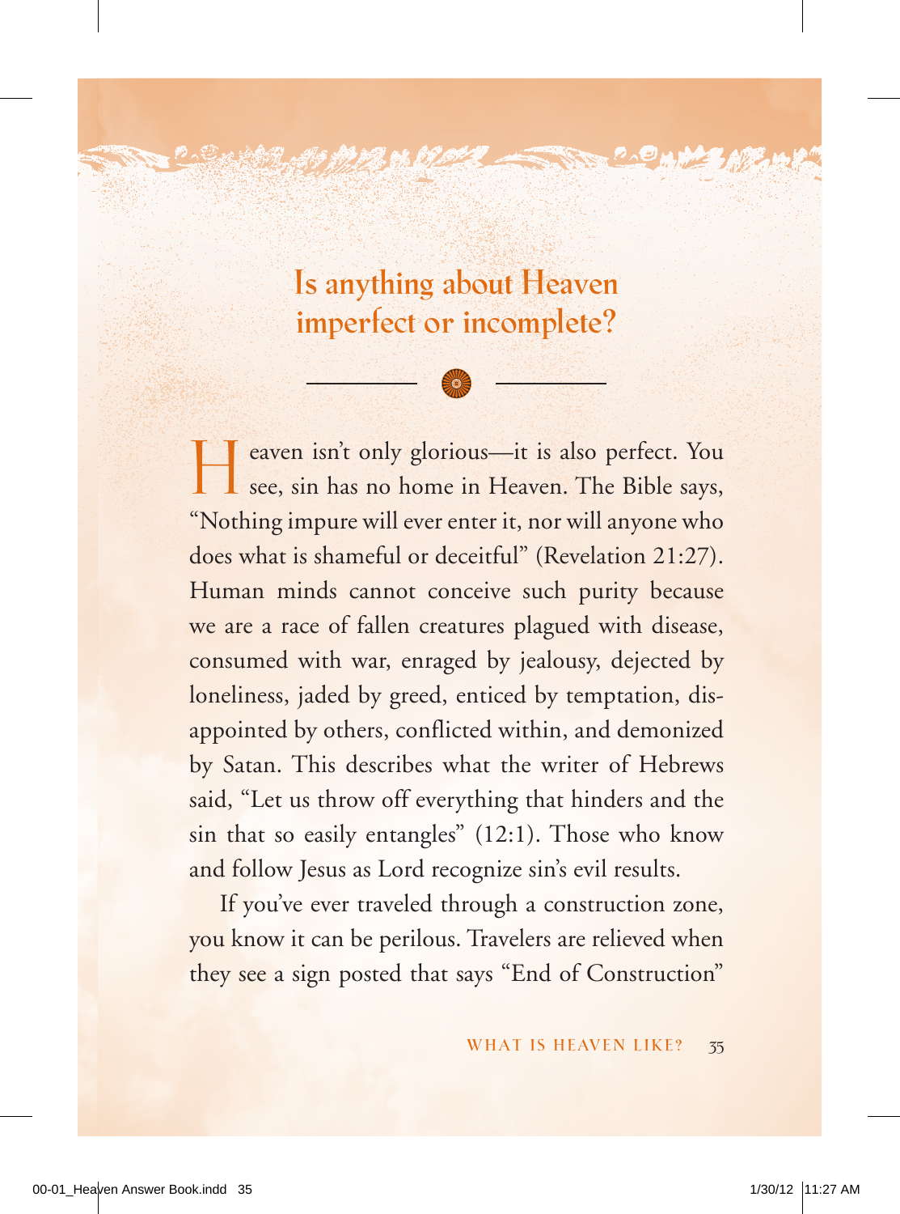## Is anything about Heaven imperfect or incomplete?

Heaven isn't only glorious—it is also perfect. You see, sin has no home in Heaven. The Bible says, "Nothing impure will ever enter it, nor will anyone who does what is shameful or deceitful" (Revelation 21:27). Human minds cannot conceive such purity because we are a race of fallen creatures plagued with disease, consumed with war, enraged by jealousy, dejected by loneliness, jaded by greed, enticed by temptation, disappointed by others, conflicted within, and demonized by Satan. This describes what the writer of Hebrews said, "Let us throw off everything that hinders and the sin that so easily entangles" (12:1). Those who know and follow Jesus as Lord recognize sin's evil results.

If you've ever traveled through a construction zone, you know it can be perilous. Travelers are relieved when they see a sign posted that says "End of Construction"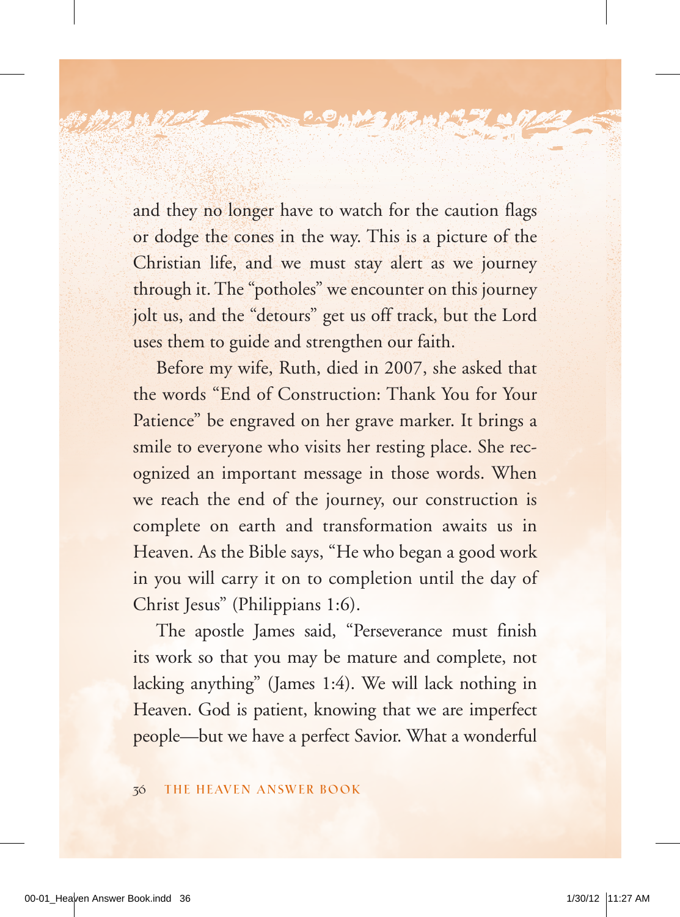and they no longer have to watch for the caution flags or dodge the cones in the way. This is a picture of the Christian life, and we must stay alert as we journey through it. The "potholes" we encounter on this journey jolt us, and the "detours" get us off track, but the Lord uses them to guide and strengthen our faith.

Before my wife, Ruth, died in 2007, she asked that the words "End of Construction: Thank You for Your Patience" be engraved on her grave marker. It brings a smile to everyone who visits her resting place. She recognized an important message in those words. When we reach the end of the journey, our construction is complete on earth and transformation awaits us in Heaven. As the Bible says, "He who began a good work in you will carry it on to completion until the day of Christ Jesus" (Philippians 1:6).

The apostle James said, "Perseverance must finish its work so that you may be mature and complete, not lacking anything" (James 1:4). We will lack nothing in Heaven. God is patient, knowing that we are imperfect people—but we have a perfect Savior. What a wonderful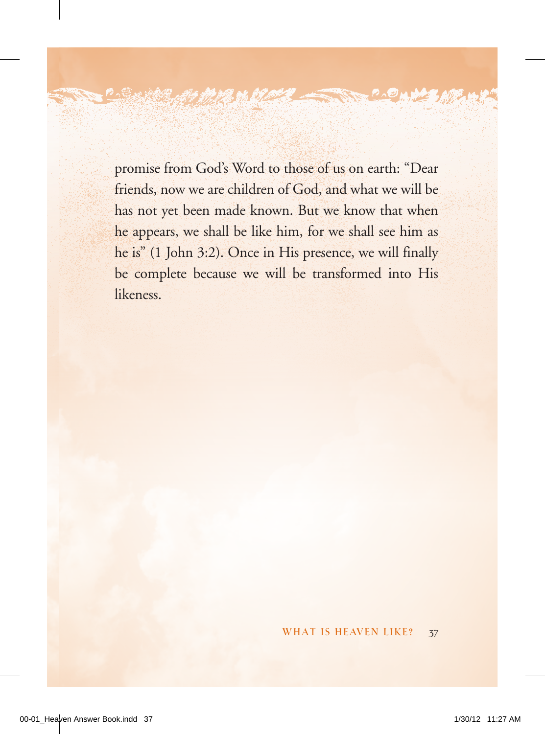promise from God's Word to those of us on earth: "Dear friends, now we are children of God, and what we will be has not yet been made known. But we know that when he appears, we shall be like him, for we shall see him as he is" (1 John 3:2). Once in His presence, we will finally be complete because we will be transformed into His likeness.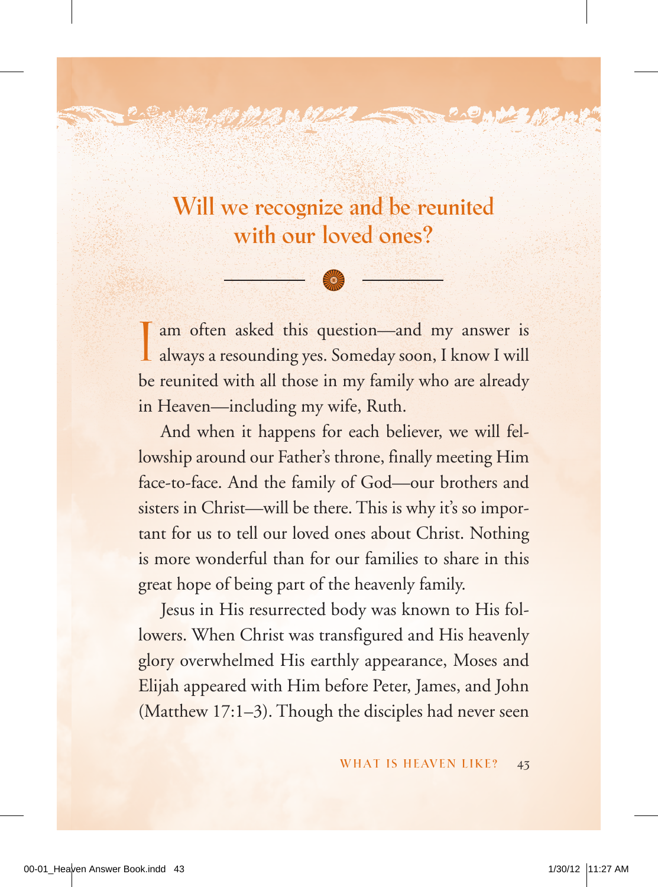## Will we recognize and be reunited with our loved ones?

I am often asked this question—and my answer is always a resounding yes. Someday soon, I know I will be reunited with all those in my family who are already in Heaven—including my wife, Ruth.

And when it happens for each believer, we will fellowship around our Father's throne, finally meeting Him face-to-face. And the family of God—our brothers and sisters in Christ—will be there. This is why it's so important for us to tell our loved ones about Christ. Nothing is more wonderful than for our families to share in this great hope of being part of the heavenly family.

Jesus in His resurrected body was known to His followers. When Christ was transfigured and His heavenly glory overwhelmed His earthly appearance, Moses and Elijah appeared with Him before Peter, James, and John (Matthew 17:1–3). Though the disciples had never seen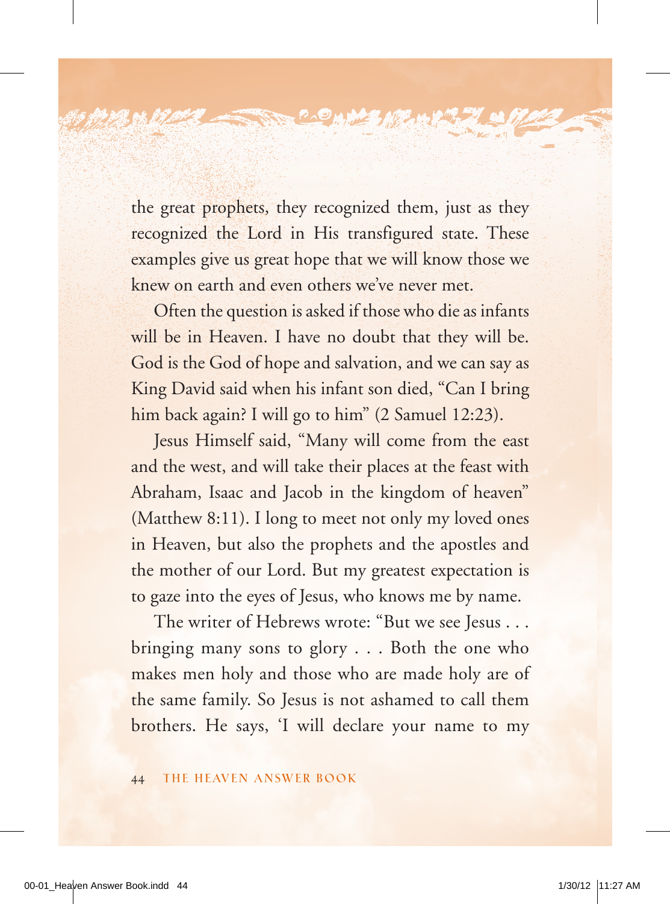the great prophets, they recognized them, just as they recognized the Lord in His transfigured state. These examples give us great hope that we will know those we knew on earth and even others we've never met.

Often the question is asked if those who die as infants will be in Heaven. I have no doubt that they will be. God is the God of hope and salvation, and we can say as King David said when his infant son died, "Can I bring him back again? I will go to him" (2 Samuel 12:23).

Jesus Himself said, "Many will come from the east and the west, and will take their places at the feast with Abraham, Isaac and Jacob in the kingdom of heaven" (Matthew 8:11). I long to meet not only my loved ones in Heaven, but also the prophets and the apostles and the mother of our Lord. But my greatest expectation is to gaze into the eyes of Jesus, who knows me by name.

The writer of Hebrews wrote: "But we see Jesus . . . bringing many sons to glory . . . Both the one who makes men holy and those who are made holy are of the same family. So Jesus is not ashamed to call them brothers. He says, 'I will declare your name to my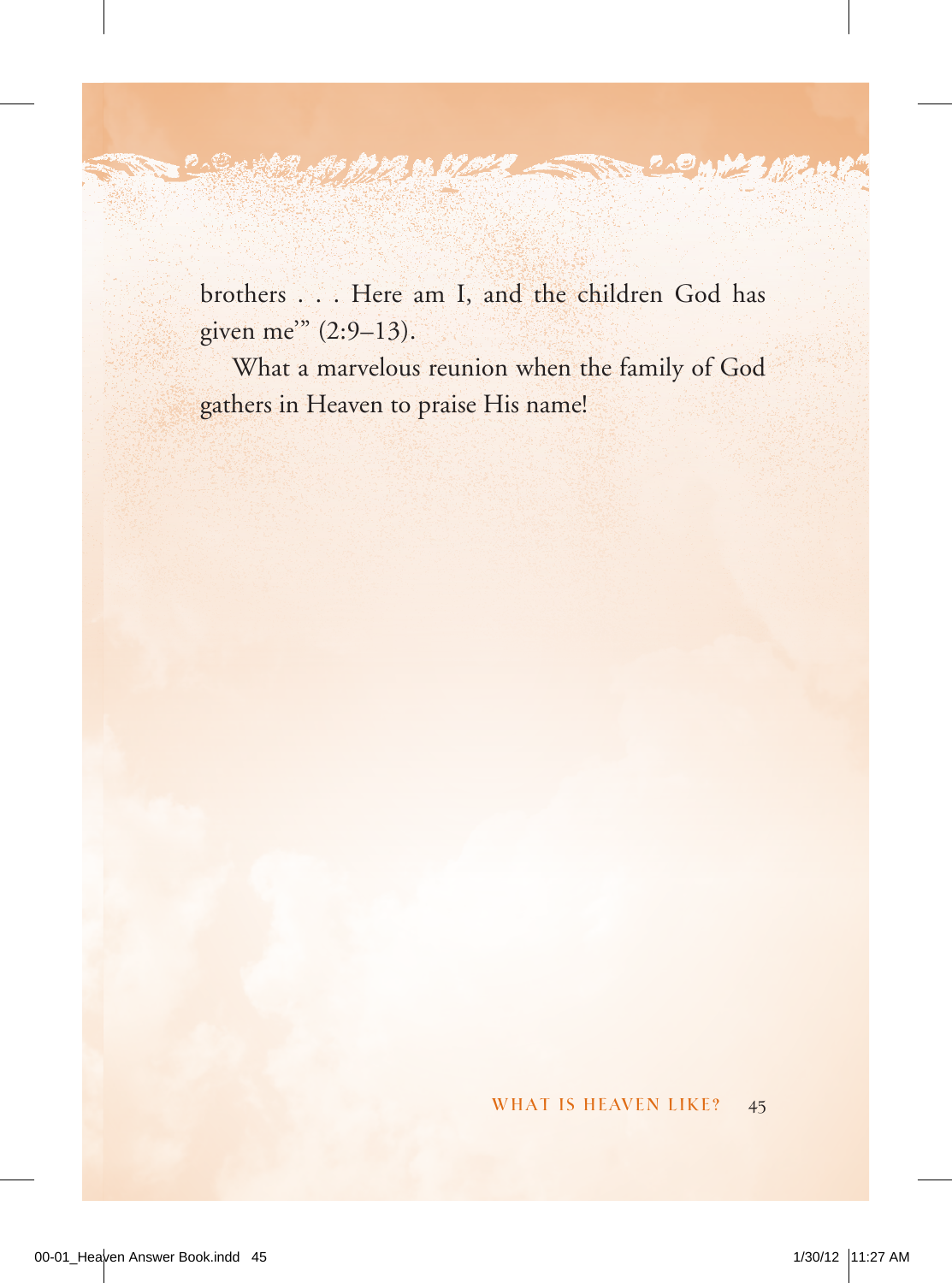brothers . . . Here am I, and the children God has given me'" (2:9–13).

What a marvelous reunion when the family of God gathers in Heaven to praise His name!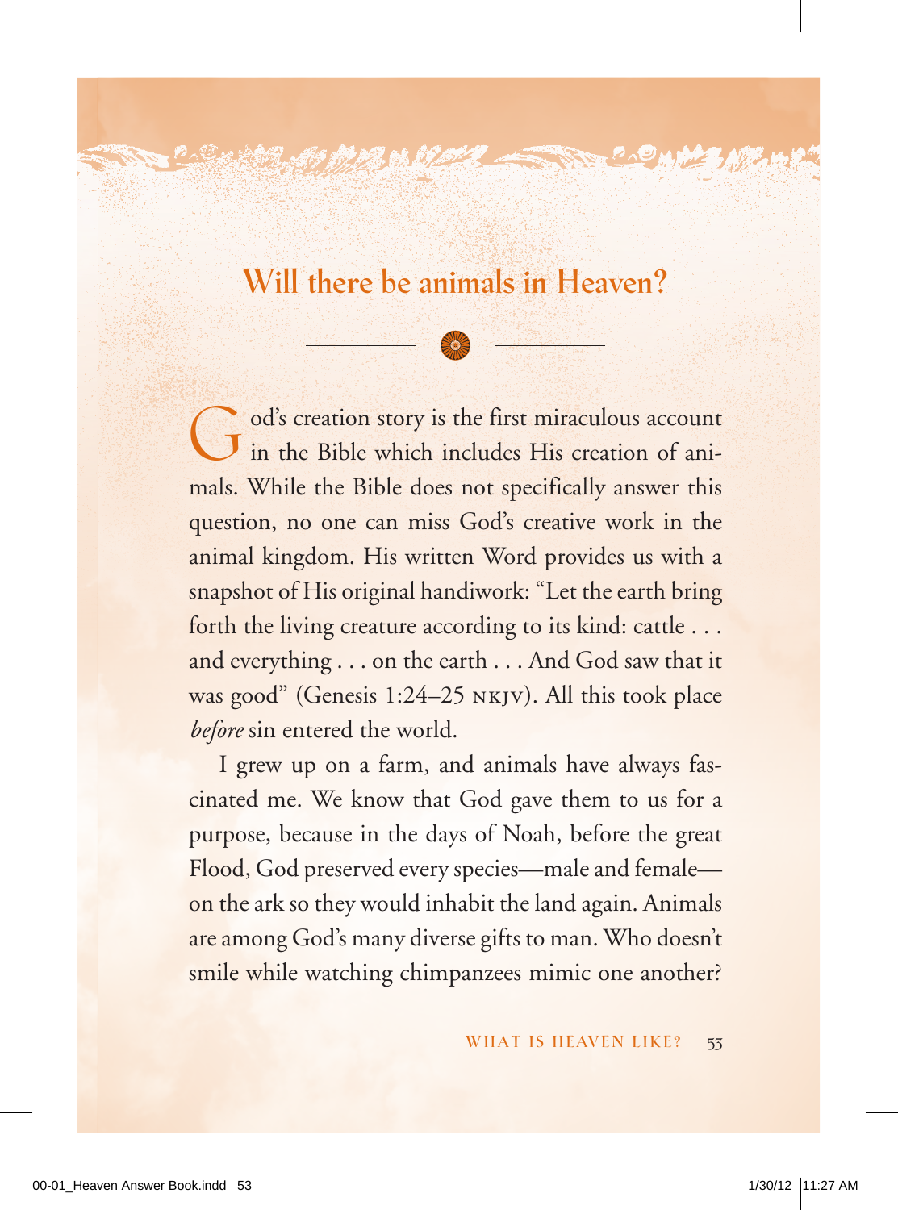## Will there be animals in Heaven?

God's creation story is the first miraculous account in the Bible which includes His creation of animals. While the Bible does not specifically answer this question, no one can miss God's creative work in the animal kingdom. His written Word provides us with a snapshot of His original handiwork: "Let the earth bring forth the living creature according to its kind: cattle . . . and everything . . . on the earth . . . And God saw that it was good" (Genesis 1:24–25 NKJV). All this took place *before* sin entered the world.

I grew up on a farm, and animals have always fascinated me. We know that God gave them to us for a purpose, because in the days of Noah, before the great Flood, God preserved every species—male and female—on the ark so they would inhabit the land again. Animals are among God's many diverse gifts to man. Who doesn't smile while watching chimpanzees mimic one another?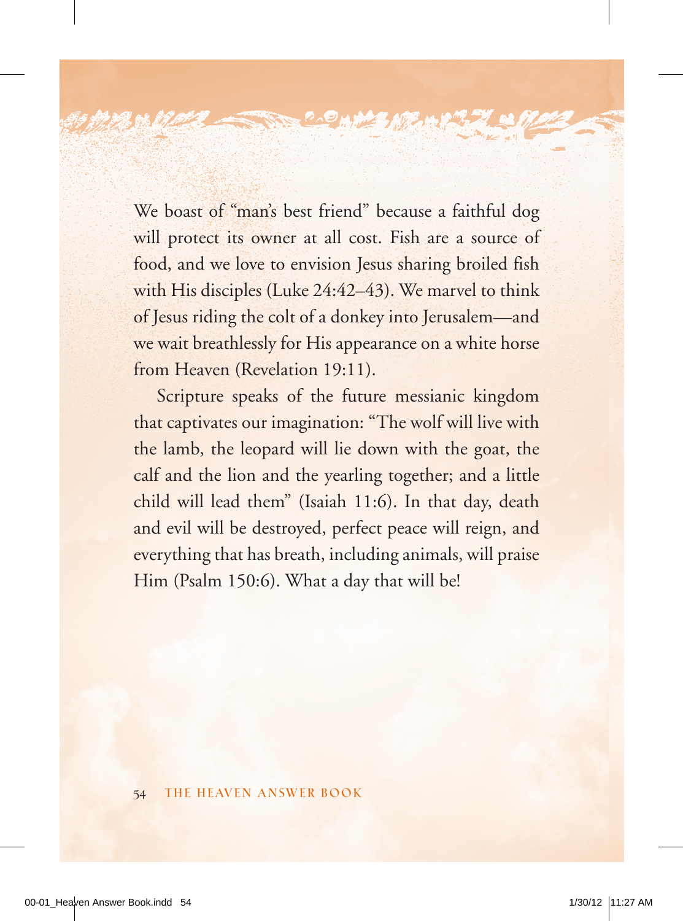We boast of "man's best friend" because a faithful dog will protect its owner at all cost. Fish are a source of food, and we love to envision Jesus sharing broiled fish with His disciples (Luke 24:42–43). We marvel to think of Jesus riding the colt of a donkey into Jerusalem—and we wait breathlessly for His appearance on a white horse from Heaven (Revelation 19:11).

Scripture speaks of the future messianic kingdom that captivates our imagination: "The wolf will live with the lamb, the leopard will lie down with the goat, the calf and the lion and the yearling together; and a little child will lead them" (Isaiah 11:6). In that day, death and evil will be destroyed, perfect peace will reign, and everything that has breath, including animals, will praise Him (Psalm 150:6). What a day that will be!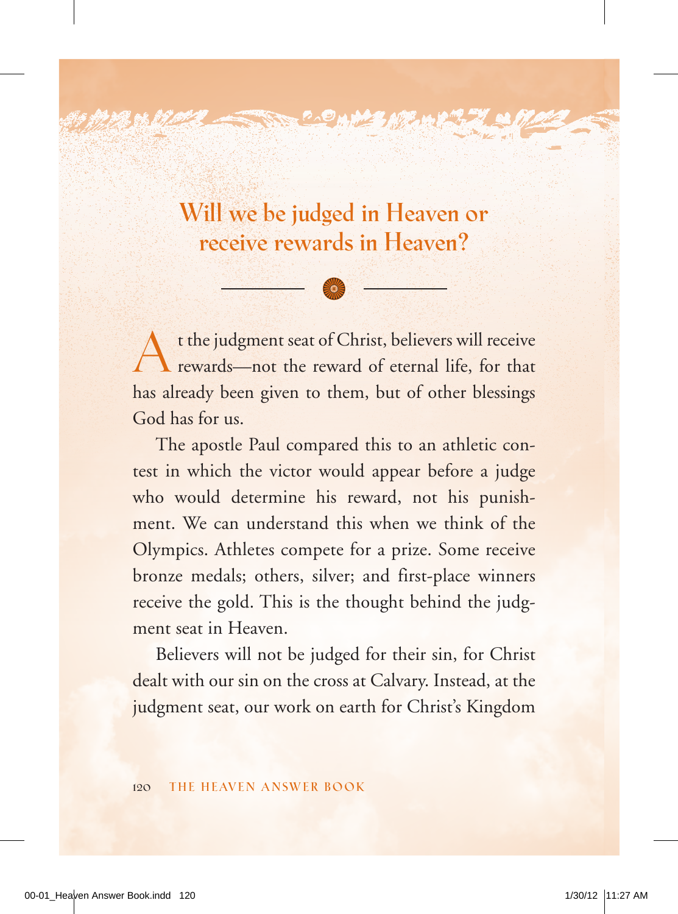## Will we be judged in Heaven or receive rewards in Heaven?

At the judgment seat of Christ, believers will receive rewards—not the reward of eternal life, for that has already been given to them, but of other blessings God has for us.

The apostle Paul compared this to an athletic contest in which the victor would appear before a judge who would determine his reward, not his punishment. We can understand this when we think of the Olympics. Athletes compete for a prize. Some receive bronze medals; others, silver; and first-place winners receive the gold. This is the thought behind the judgment seat in Heaven.

Believers will not be judged for their sin, for Christ dealt with our sin on the cross at Calvary. Instead, at the judgment seat, our work on earth for Christ's Kingdom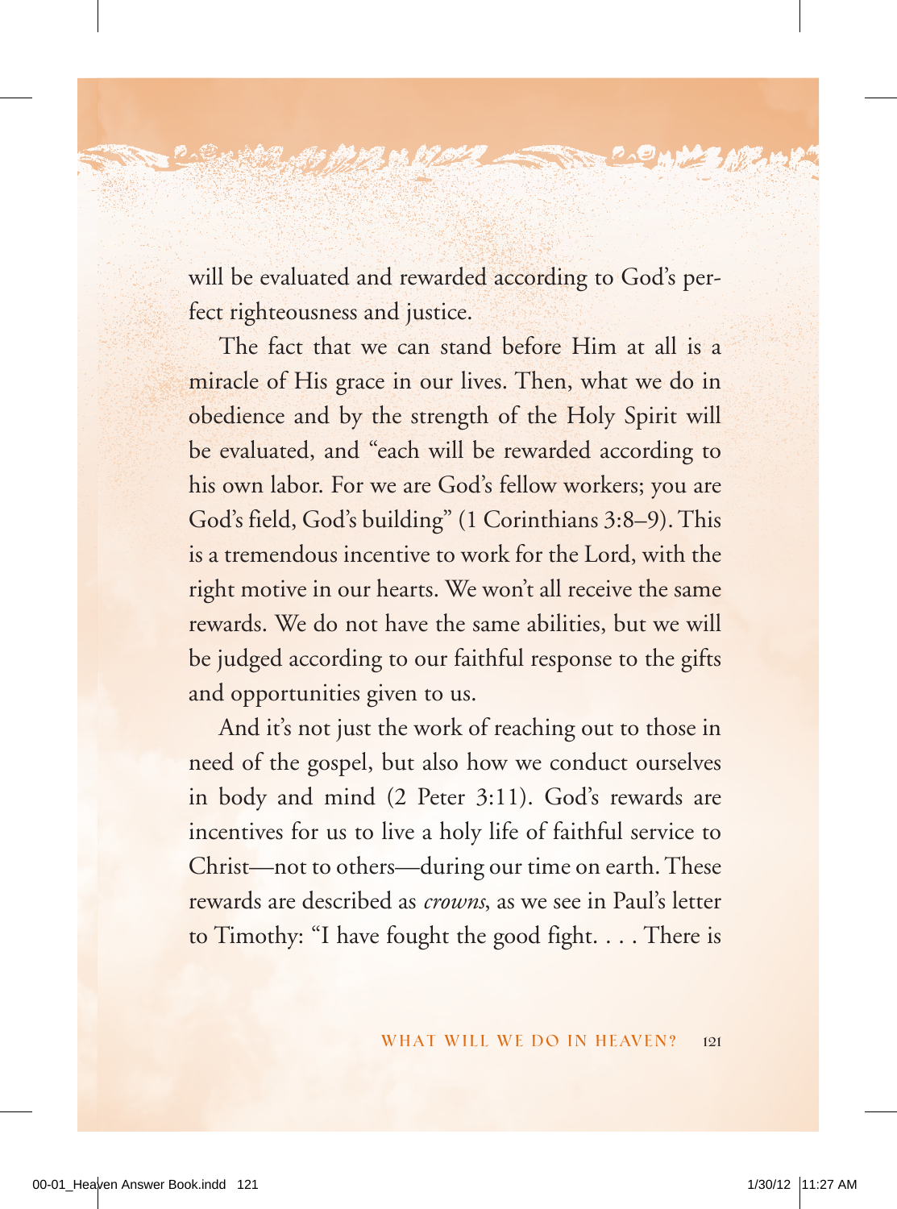will be evaluated and rewarded according to God's perfect righteousness and justice.

The fact that we can stand before Him at all is a miracle of His grace in our lives. Then, what we do in obedience and by the strength of the Holy Spirit will be evaluated, and "each will be rewarded according to his own labor. For we are God's fellow workers; you are God's field, God's building" (1 Corinthians 3:8–9). This is a tremendous incentive to work for the Lord, with the right motive in our hearts. We won't all receive the same rewards. We do not have the same abilities, but we will be judged according to our faithful response to the gifts and opportunities given to us.

And it's not just the work of reaching out to those in need of the gospel, but also how we conduct ourselves in body and mind (2 Peter 3:11). God's rewards are incentives for us to live a holy life of faithful service to Christ—not to others—during our time on earth. These rewards are described as *crowns*, as we see in Paul's letter to Timothy: "I have fought the good fight. . . . There is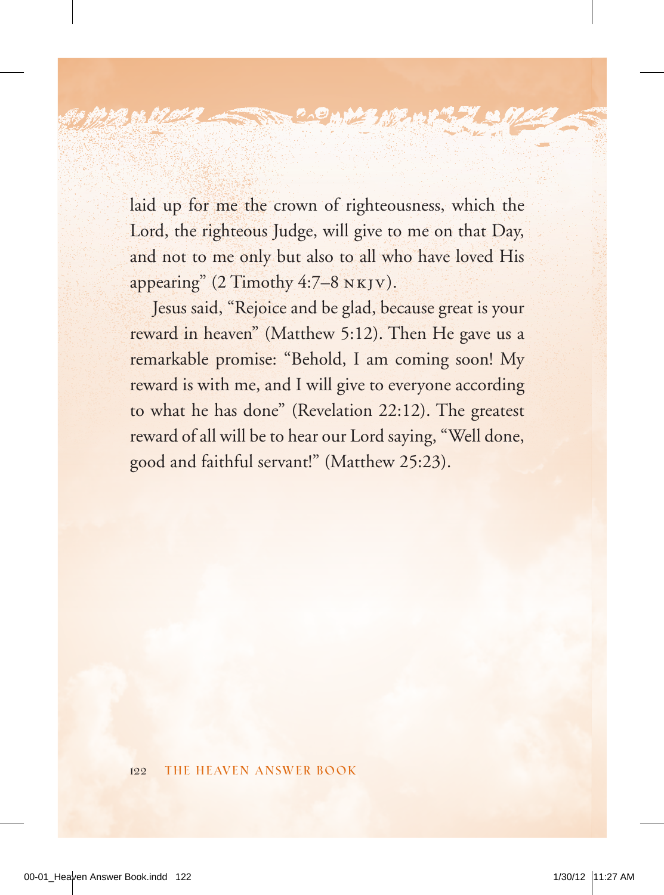laid up for me the crown of righteousness, which the Lord, the righteous Judge, will give to me on that Day, and not to me only but also to all who have loved His appearing" (2 Timothy 4:7–8 NKJV).

Jesus said, "Rejoice and be glad, because great is your reward in heaven" (Matthew 5:12). Then He gave us a remarkable promise: "Behold, I am coming soon! My reward is with me, and I will give to everyone according to what he has done" (Revelation 22:12). The greatest reward of all will be to hear our Lord saying, "Well done, good and faithful servant!" (Matthew 25:23).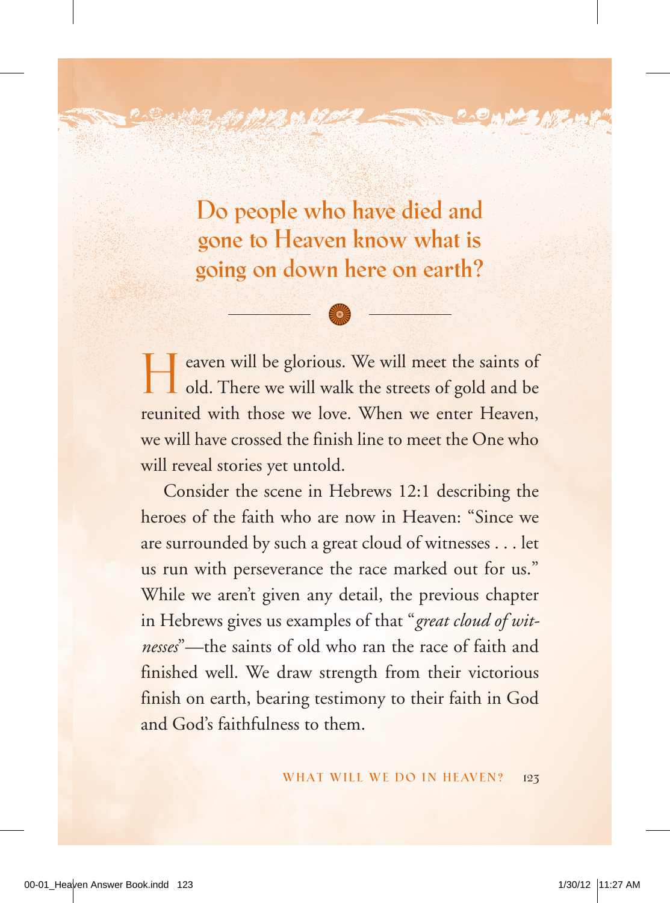## Do people who have died and gone to Heaven know what is going on down here on earth?

Heaven will be glorious. We will meet the saints of old. There we will walk the streets of gold and be reunited with those we love. When we enter Heaven, we will have crossed the finish line to meet the One who will reveal stories yet untold.

Consider the scene in Hebrews 12:1 describing the heroes of the faith who are now in Heaven: "Since we are surrounded by such a great cloud of witnesses . . . let us run with perseverance the race marked out for us." While we aren't given any detail, the previous chapter in Hebrews gives us examples of that "*great cloud of witnesses*"—the saints of old who ran the race of faith and finished well. We draw strength from their victorious finish on earth, bearing testimony to their faith in God and God's faithfulness to them.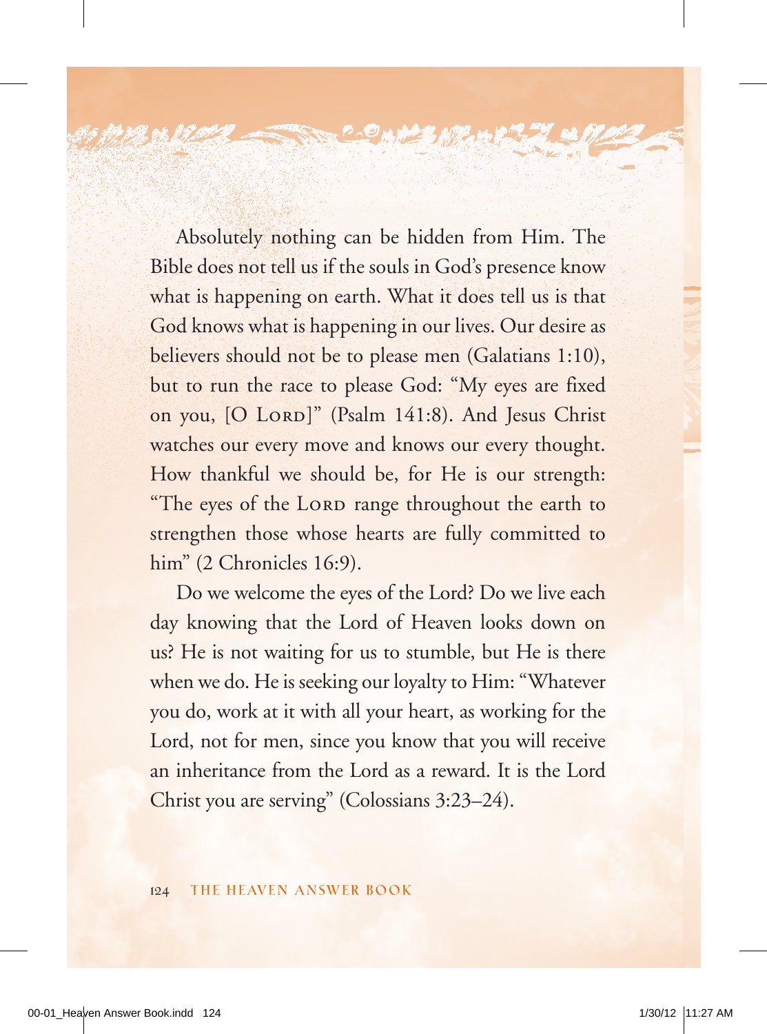Absolutely nothing can be hidden from Him. The Bible does not tell us if the souls in God's presence know what is happening on earth. What it does tell us is that God knows what is happening in our lives. Our desire as believers should not be to please men (Galatians 1:10), but to run the race to please God: "My eyes are fixed on you, [O LORD]" (Psalm 141:8). And Jesus Christ watches our every move and knows our every thought. How thankful we should be, for He is our strength: "The eyes of the LORD range throughout the earth to strengthen those whose hearts are fully committed to him" (2 Chronicles 16:9).

Do we welcome the eyes of the Lord? Do we live each day knowing that the Lord of Heaven looks down on us? He is not waiting for us to stumble, but He is there when we do. He is seeking our loyalty to Him: "Whatever you do, work at it with all your heart, as working for the Lord, not for men, since you know that you will receive an inheritance from the Lord as a reward. It is the Lord Christ you are serving" (Colossians 3:23–24).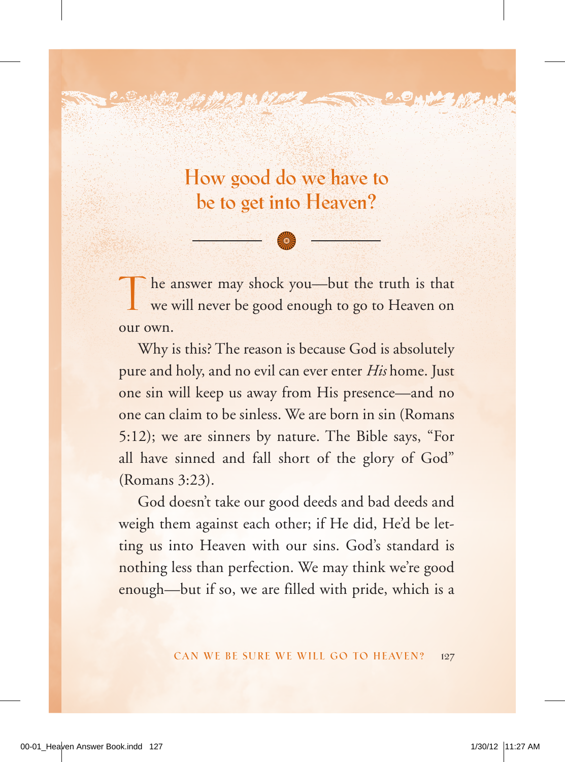## How good do we have to be to get into Heaven?

The answer may shock you—but the truth is that we will never be good enough to go to Heaven on our own.

Why is this? The reason is because God is absolutely pure and holy, and no evil can ever enter *His* home. Just one sin will keep us away from His presence—and no one can claim to be sinless. We are born in sin (Romans 5:12); we are sinners by nature. The Bible says, "For all have sinned and fall short of the glory of God" (Romans 3:23).

God doesn't take our good deeds and bad deeds and weigh them against each other; if He did, He'd be letting us into Heaven with our sins. God's standard is nothing less than perfection. We may think we're good enough—but if so, we are filled with pride, which is a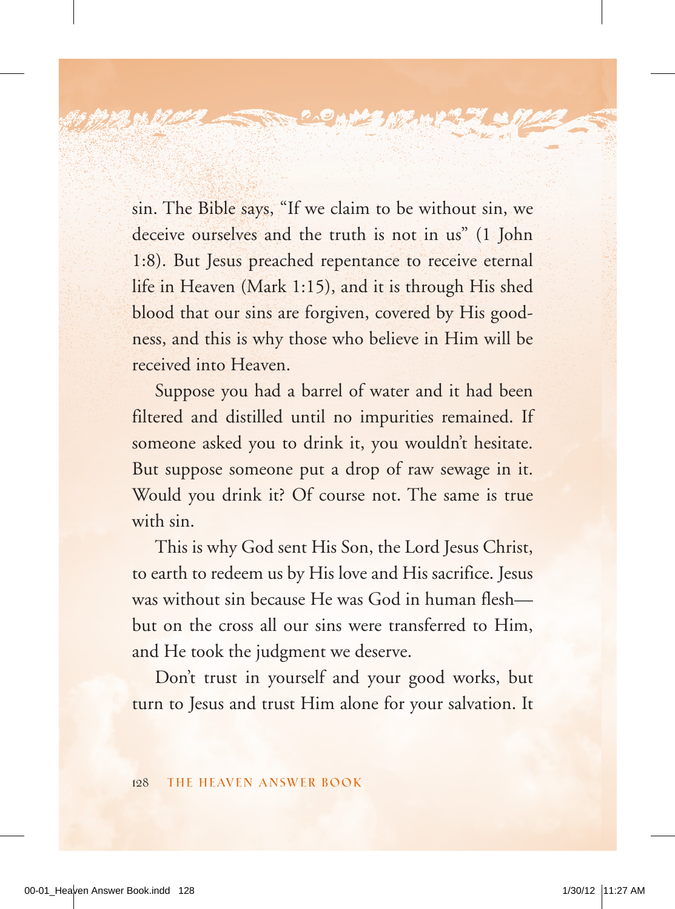sin. The Bible says, "If we claim to be without sin, we deceive ourselves and the truth is not in us" (1 John 1:8). But Jesus preached repentance to receive eternal life in Heaven (Mark 1:15), and it is through His shed blood that our sins are forgiven, covered by His goodness, and this is why those who believe in Him will be received into Heaven.

Suppose you had a barrel of water and it had been filtered and distilled until no impurities remained. If someone asked you to drink it, you wouldn't hesitate. But suppose someone put a drop of raw sewage in it. Would you drink it? Of course not. The same is true with sin.

This is why God sent His Son, the Lord Jesus Christ, to earth to redeem us by His love and His sacrifice. Jesus was without sin because He was God in human flesh—but on the cross all our sins were transferred to Him, and He took the judgment we deserve.

Don't trust in yourself and your good works, but turn to Jesus and trust Him alone for your salvation. It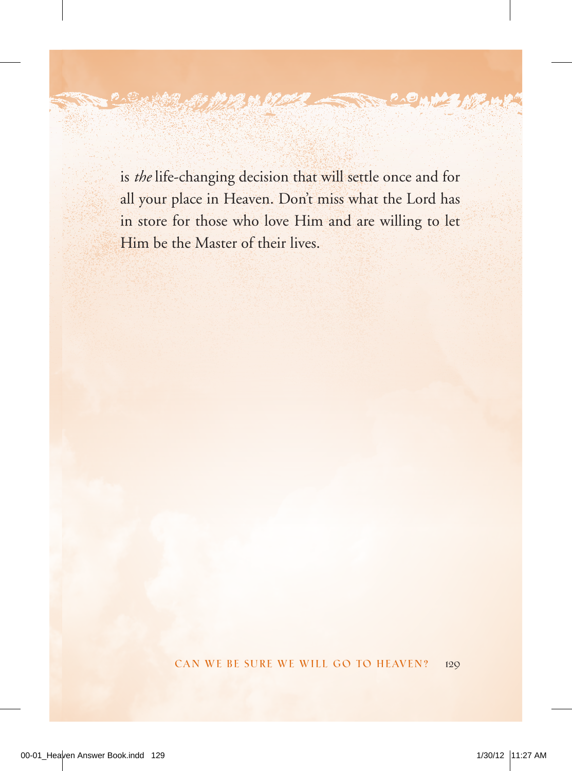is *the* life-changing decision that will settle once and for all your place in Heaven. Don't miss what the Lord has in store for those who love Him and are willing to let Him be the Master of their lives.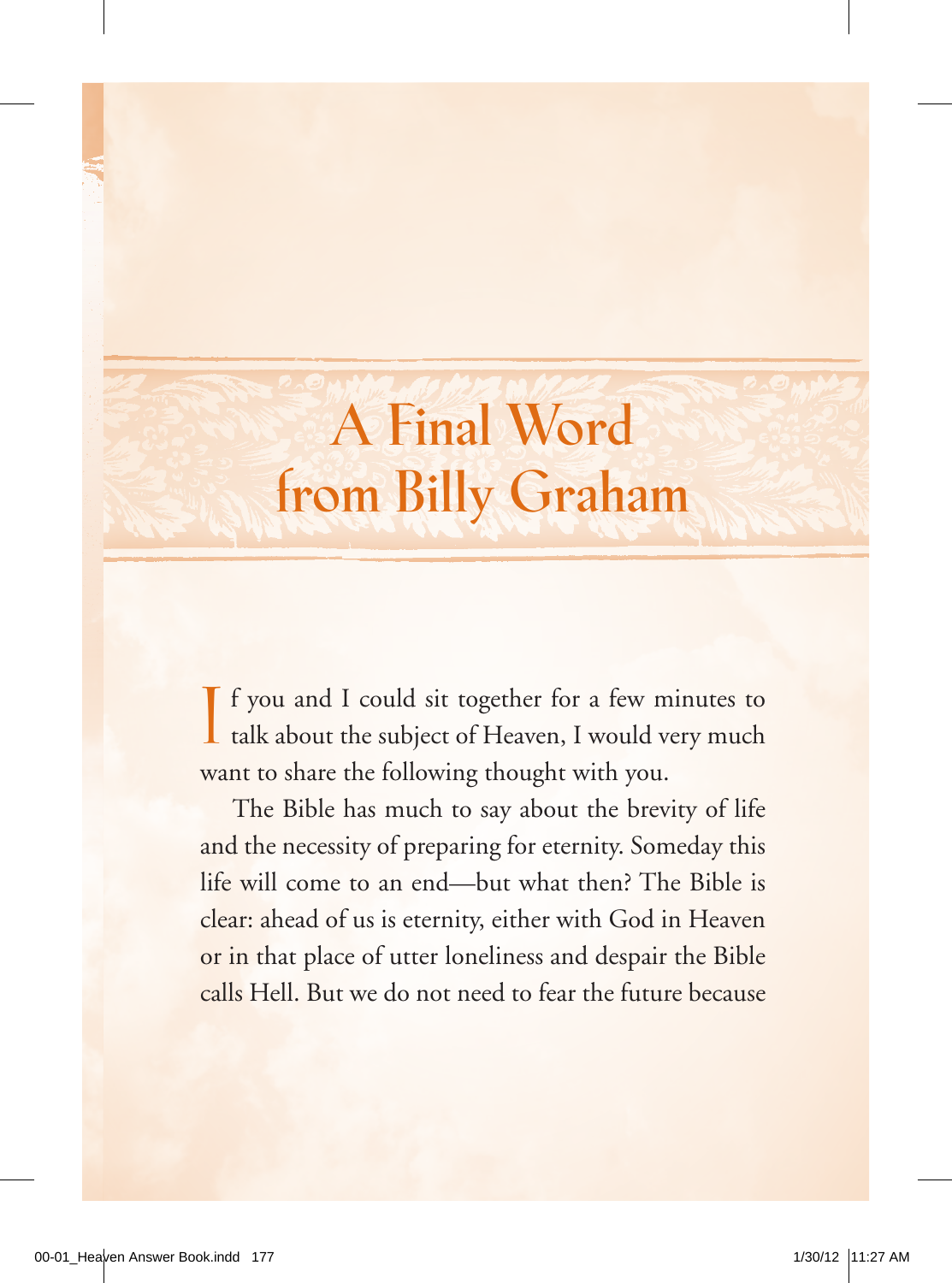# A Final Word from Billy Graham

If you and I could sit together for a few minutes to talk about the subject of Heaven, I would very much want to share the following thought with you.

The Bible has much to say about the brevity of life and the necessity of preparing for eternity. Someday this life will come to an end—but what then? The Bible is clear: ahead of us is eternity, either with God in Heaven or in that place of utter loneliness and despair the Bible calls Hell. But we do not need to fear the future because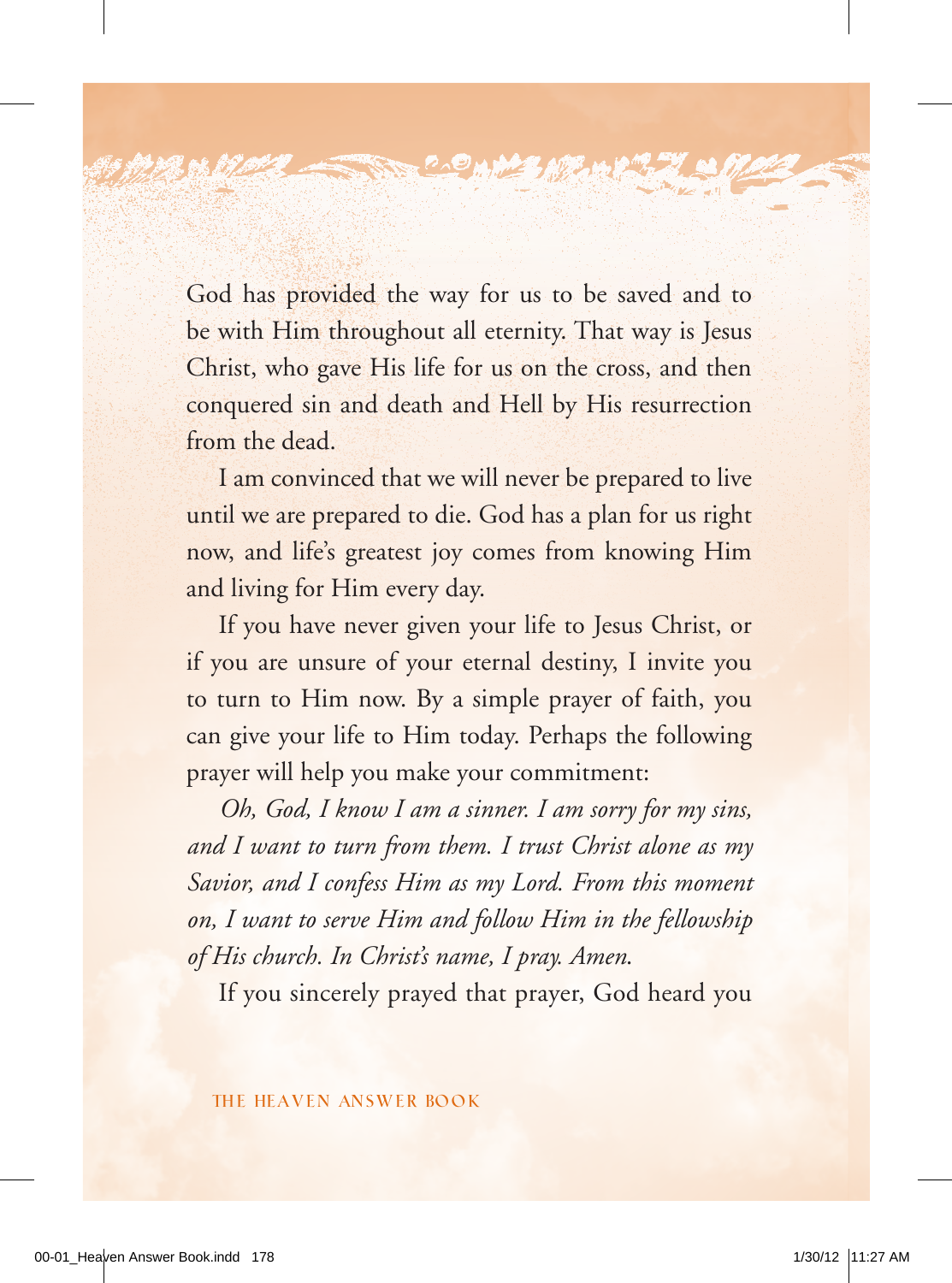God has provided the way for us to be saved and to be with Him throughout all eternity. That way is Jesus Christ, who gave His life for us on the cross, and then conquered sin and death and Hell by His resurrection from the dead.

I am convinced that we will never be prepared to live until we are prepared to die. God has a plan for us right now, and life's greatest joy comes from knowing Him and living for Him every day.

If you have never given your life to Jesus Christ, or if you are unsure of your eternal destiny, I invite you to turn to Him now. By a simple prayer of faith, you can give your life to Him today. Perhaps the following prayer will help you make your commitment:

*Oh, God, I know I am a sinner. I am sorry for my sins, and I want to turn from them. I trust Christ alone as my Savior, and I confess Him as my Lord. From this moment on, I want to serve Him and follow Him in the fellowship of His church. In Christ's name, I pray. Amen.*

If you sincerely prayed that prayer, God heard you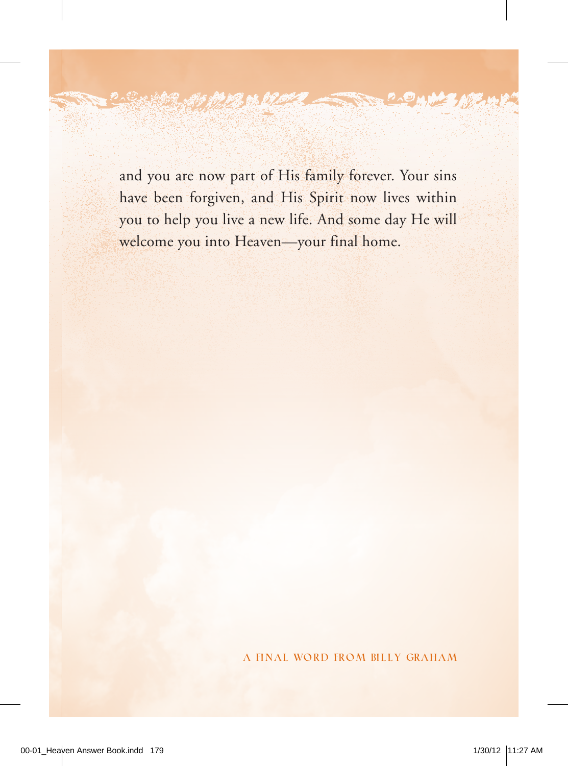and you are now part of His family forever. Your sins have been forgiven, and His Spirit now lives within you to help you live a new life. And some day He will welcome you into Heaven—your final home.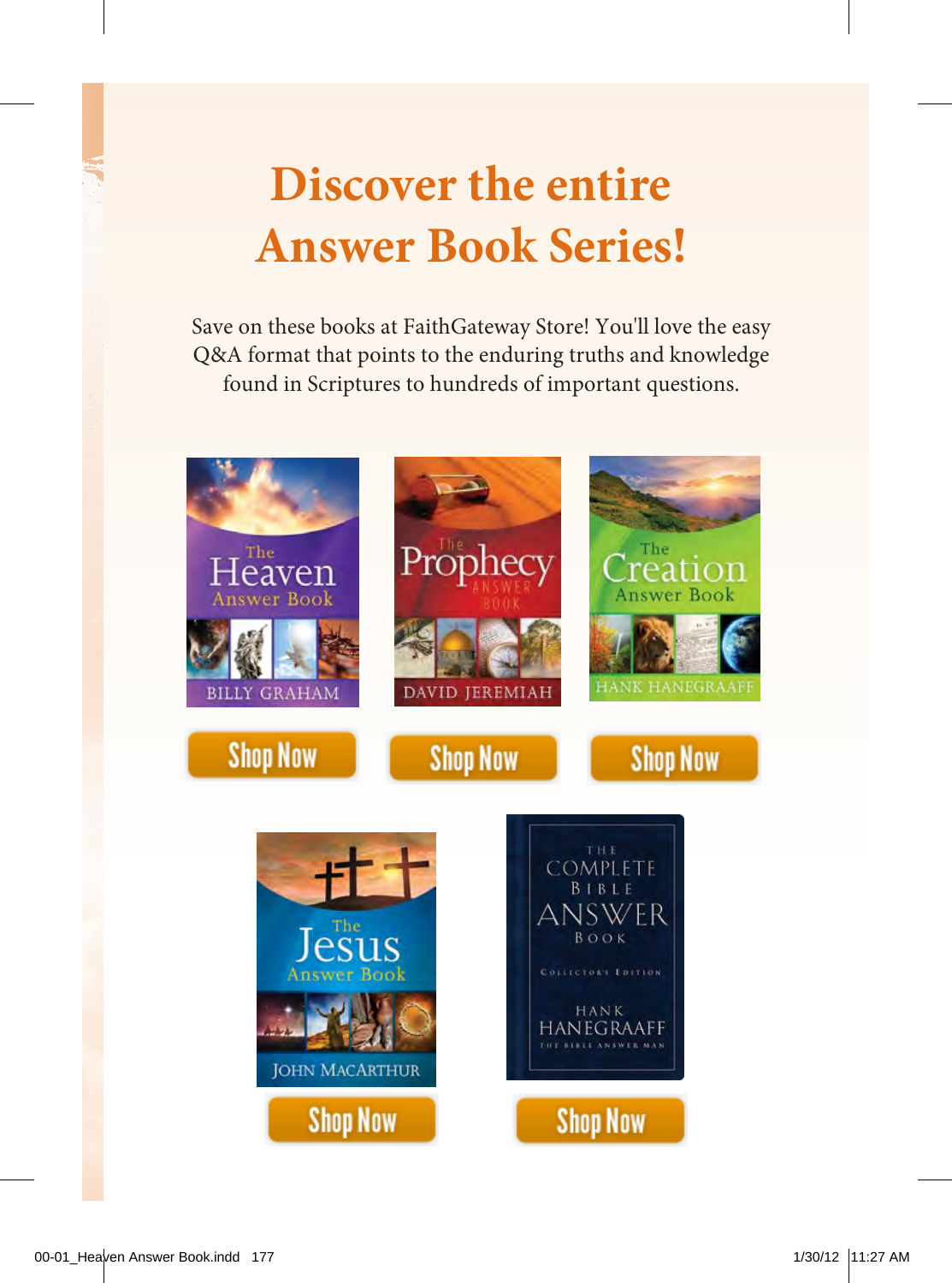# Discover the entire Answer Book Series!

Save on these books at FaithGateway Store! You'll love the easy Q&A format that points to the enduring truths and knowledge found in Scriptures to hundreds of important questions.

The Heaven Answer Book — Billy Graham

Shop Now

The Prophecy Answer Book — David Jeremiah

Shop Now

The Creation Answer Book — Hank Hanegraaff

Shop Now

The Jesus Answer Book — John MacArthur

Shop Now

The Complete Bible Answer Book, Collector's Edition — Hank Hanegraaff, The Bible Answer Man

Shop Now